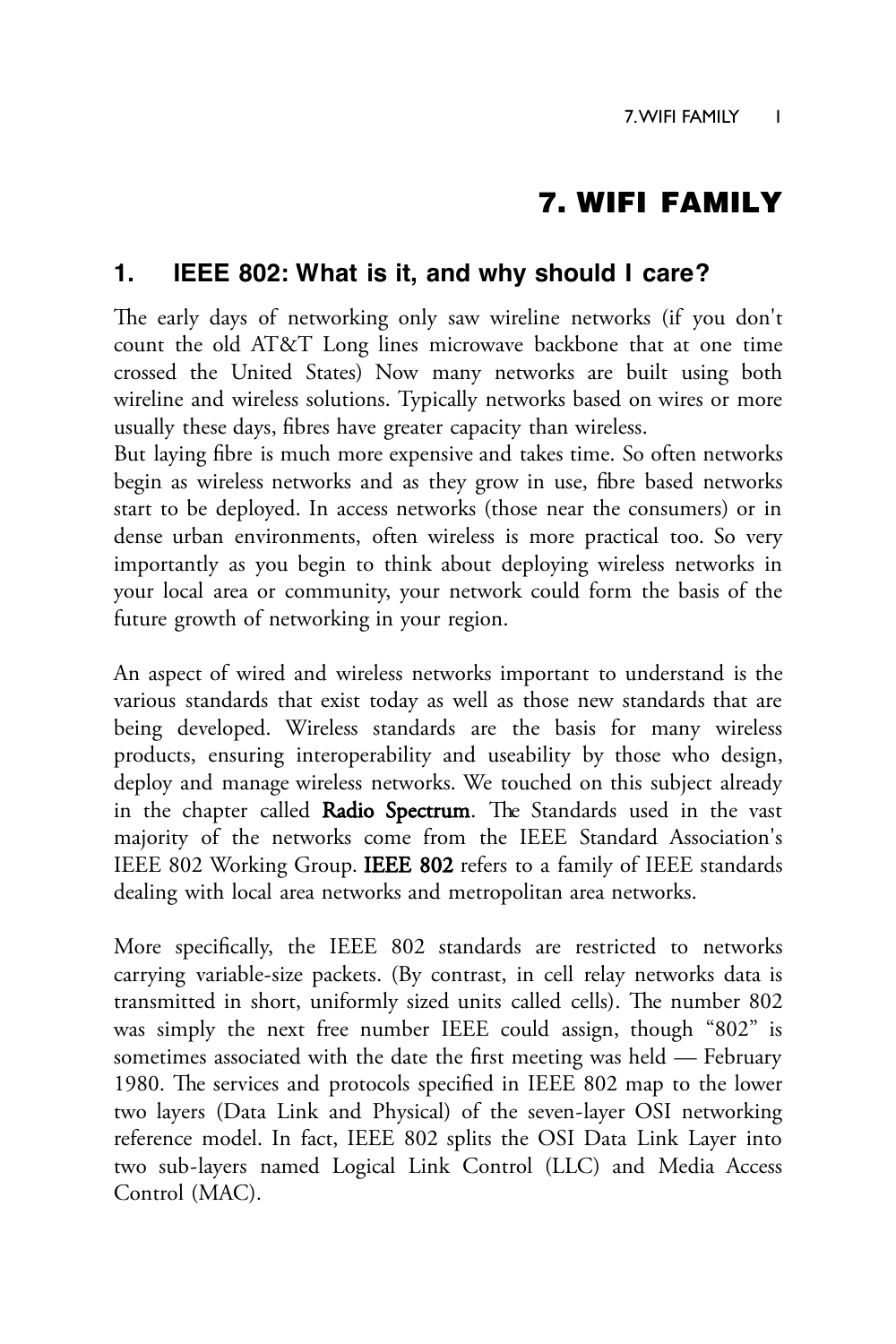# 7. WIFI FAMILY

## 1. IEEE 802: What is it, and why should I care?

The early days of networking only saw wireline networks (if you don't count the old AT&T Long lines microwave backbone that at one time crossed the United States) Now many networks are built using both wireline and wireless solutions. Typically networks based on wires or more usually these days, fibres have greater capacity than wireless.
But laying fibre is much more expensive and takes time. So often networks begin as wireless networks and as they grow in use, fibre based networks start to be deployed. In access networks (those near the consumers) or in dense urban environments, often wireless is more practical too. So very importantly as you begin to think about deploying wireless networks in your local area or community, your network could form the basis of the future growth of networking in your region.

An aspect of wired and wireless networks important to understand is the various standards that exist today as well as those new standards that are being developed. Wireless standards are the basis for many wireless products, ensuring interoperability and useability by those who design, deploy and manage wireless networks. We touched on this subject already in the chapter called **Radio Spectrum**. The Standards used in the vast majority of the networks come from the IEEE Standard Association's IEEE 802 Working Group. **IEEE 802** refers to a family of IEEE standards dealing with local area networks and metropolitan area networks.

More specifically, the IEEE 802 standards are restricted to networks carrying variable-size packets. (By contrast, in cell relay networks data is transmitted in short, uniformly sized units called cells). The number 802 was simply the next free number IEEE could assign, though "802" is sometimes associated with the date the first meeting was held — February 1980. The services and protocols specified in IEEE 802 map to the lower two layers (Data Link and Physical) of the seven-layer OSI networking reference model. In fact, IEEE 802 splits the OSI Data Link Layer into two sub-layers named Logical Link Control (LLC) and Media Access Control (MAC).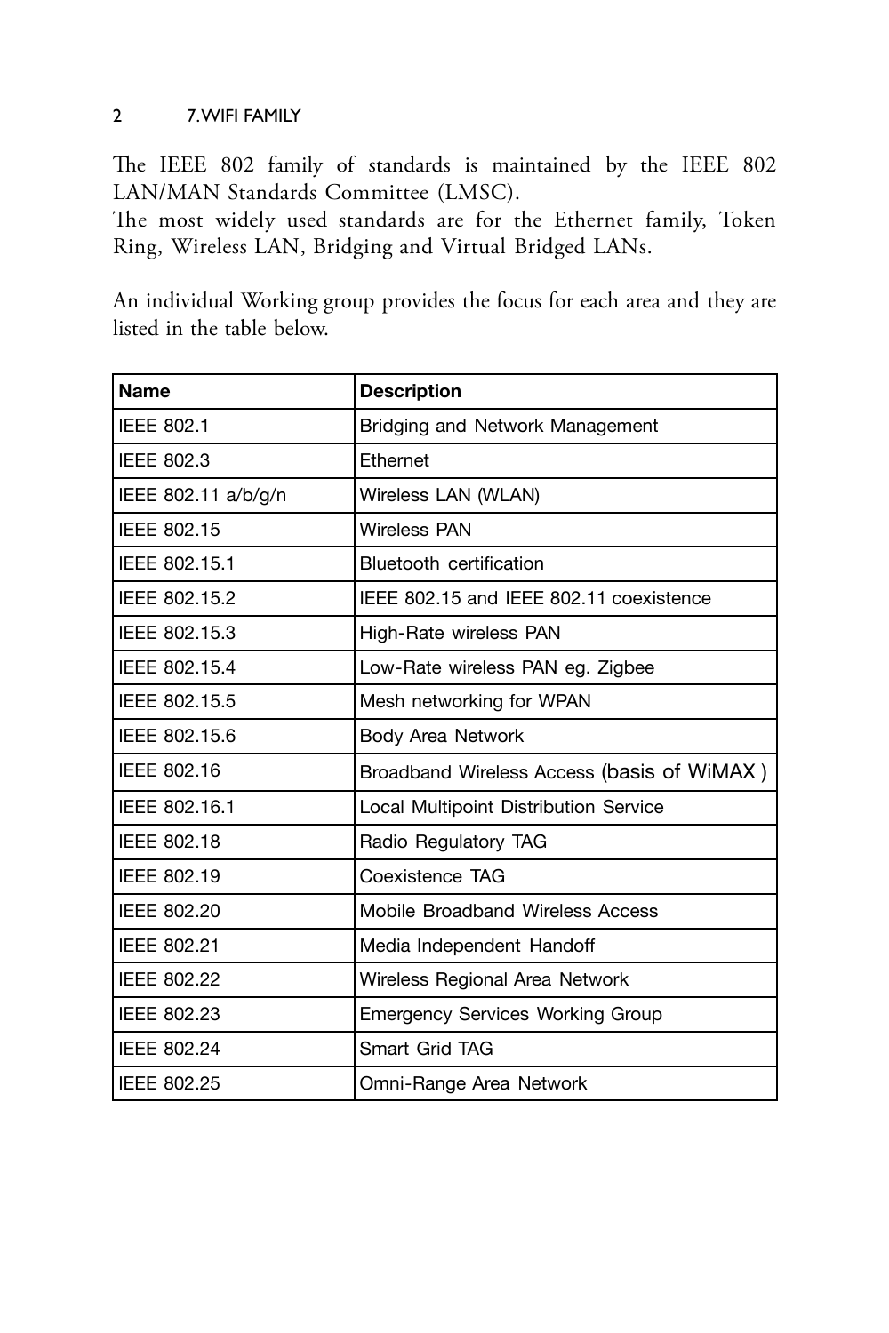The IEEE 802 family of standards is maintained by the IEEE 802 LAN/MAN Standards Committee (LMSC).
The most widely used standards are for the Ethernet family, Token Ring, Wireless LAN, Bridging and Virtual Bridged LANs.

An individual Working group provides the focus for each area and they are listed in the table below.

| Name | Description |
| --- | --- |
| IEEE 802.1 | Bridging and Network Management |
| IEEE 802.3 | Ethernet |
| IEEE 802.11 a/b/g/n | Wireless LAN (WLAN) |
| IEEE 802.15 | Wireless PAN |
| IEEE 802.15.1 | Bluetooth certification |
| IEEE 802.15.2 | IEEE 802.15 and IEEE 802.11 coexistence |
| IEEE 802.15.3 | High-Rate wireless PAN |
| IEEE 802.15.4 | Low-Rate wireless PAN eg. Zigbee |
| IEEE 802.15.5 | Mesh networking for WPAN |
| IEEE 802.15.6 | Body Area Network |
| IEEE 802.16 | Broadband Wireless Access (basis of WiMAX ) |
| IEEE 802.16.1 | Local Multipoint Distribution Service |
| IEEE 802.18 | Radio Regulatory TAG |
| IEEE 802.19 | Coexistence TAG |
| IEEE 802.20 | Mobile Broadband Wireless Access |
| IEEE 802.21 | Media Independent Handoff |
| IEEE 802.22 | Wireless Regional Area Network |
| IEEE 802.23 | Emergency Services Working Group |
| IEEE 802.24 | Smart Grid TAG |
| IEEE 802.25 | Omni-Range Area Network |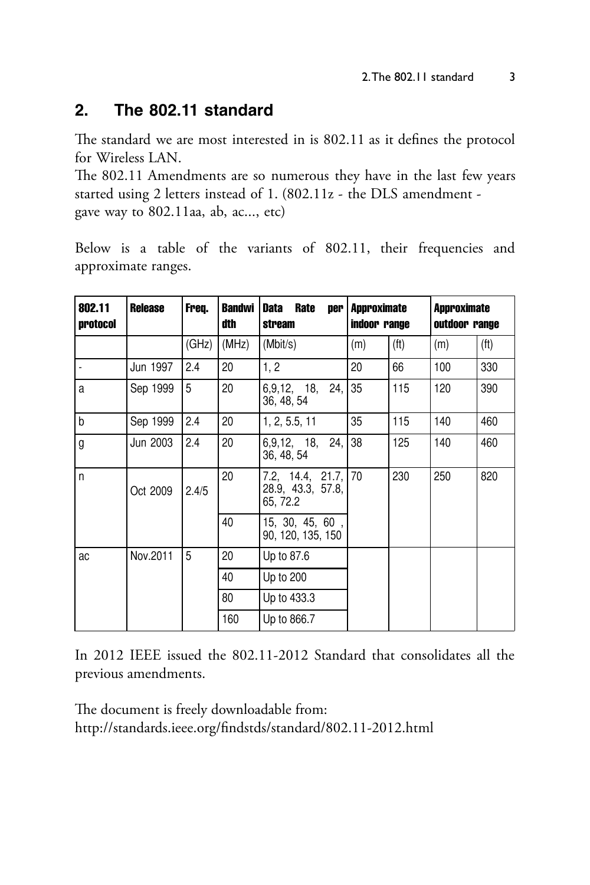## 2. The 802.11 standard

The standard we are most interested in is 802.11 as it defines the protocol for Wireless LAN.
The 802.11 Amendments are so numerous they have in the last few years started using 2 letters instead of 1. (802.11z - the DLS amendment - gave way to 802.11aa, ab, ac..., etc)

Below is a table of the variants of 802.11, their frequencies and approximate ranges.

| 802.11 protocol | Release | Freq. | Bandwidth | Data Rate per stream | Approximate indoor range | | Approximate outdoor range | |
|---|---|---|---|---|---|---|---|---|
| | | (GHz) | (MHz) | (Mbit/s) | (m) | (ft) | (m) | (ft) |
| - | Jun 1997 | 2.4 | 20 | 1, 2 | 20 | 66 | 100 | 330 |
| a | Sep 1999 | 5 | 20 | 6,9,12, 18, 24, 36, 48, 54 | 35 | 115 | 120 | 390 |
| b | Sep 1999 | 2.4 | 20 | 1, 2, 5.5, 11 | 35 | 115 | 140 | 460 |
| g | Jun 2003 | 2.4 | 20 | 6,9,12, 18, 24, 36, 48, 54 | 38 | 125 | 140 | 460 |
| n | Oct 2009 | 2.4/5 | 20 | 7.2, 14.4, 21.7, 28.9, 43.3, 57.8, 65, 72.2 | 70 | 230 | 250 | 820 |
| | | | 40 | 15, 30, 45, 60 , 90, 120, 135, 150 | | | | |
| ac | Nov.2011 | 5 | 20 | Up to 87.6 | | | | |
| | | | 40 | Up to 200 | | | | |
| | | | 80 | Up to 433.3 | | | | |
| | | | 160 | Up to 866.7 | | | | |

In 2012 IEEE issued the 802.11-2012 Standard that consolidates all the previous amendments.

The document is freely downloadable from:
http://standards.ieee.org/findstds/standard/802.11-2012.html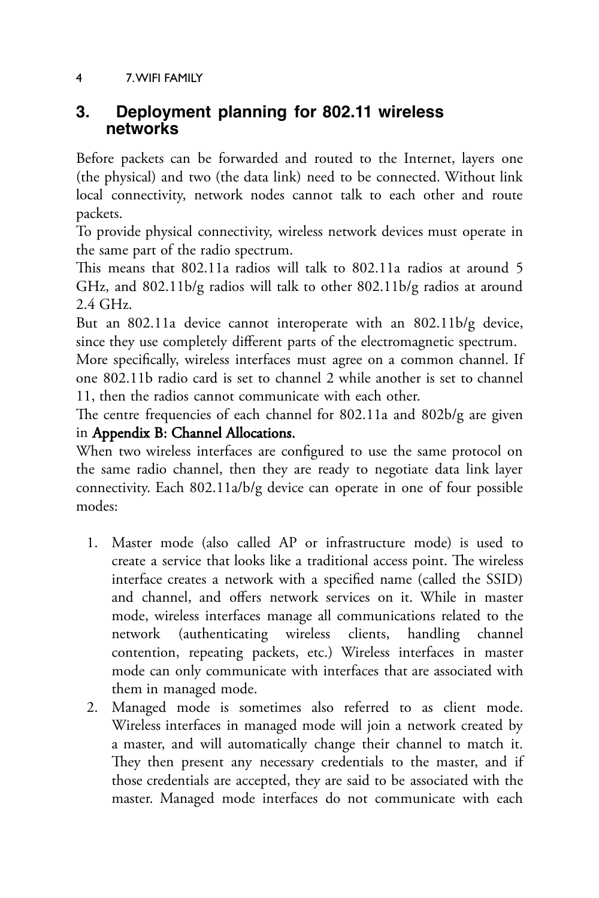## 3. Deployment planning for 802.11 wireless networks

Before packets can be forwarded and routed to the Internet, layers one (the physical) and two (the data link) need to be connected. Without link local connectivity, network nodes cannot talk to each other and route packets.

To provide physical connectivity, wireless network devices must operate in the same part of the radio spectrum.

This means that 802.11a radios will talk to 802.11a radios at around 5 GHz, and 802.11b/g radios will talk to other 802.11b/g radios at around 2.4 GHz.

But an 802.11a device cannot interoperate with an 802.11b/g device, since they use completely different parts of the electromagnetic spectrum.

More specifically, wireless interfaces must agree on a common channel. If one 802.11b radio card is set to channel 2 while another is set to channel 11, then the radios cannot communicate with each other.

The centre frequencies of each channel for 802.11a and 802b/g are given in **Appendix B: Channel Allocations.**

When two wireless interfaces are configured to use the same protocol on the same radio channel, then they are ready to negotiate data link layer connectivity. Each 802.11a/b/g device can operate in one of four possible modes:

1. Master mode (also called AP or infrastructure mode) is used to create a service that looks like a traditional access point. The wireless interface creates a network with a specified name (called the SSID) and channel, and offers network services on it. While in master mode, wireless interfaces manage all communications related to the network (authenticating wireless clients, handling channel contention, repeating packets, etc.) Wireless interfaces in master mode can only communicate with interfaces that are associated with them in managed mode.
2. Managed mode is sometimes also referred to as client mode. Wireless interfaces in managed mode will join a network created by a master, and will automatically change their channel to match it. They then present any necessary credentials to the master, and if those credentials are accepted, they are said to be associated with the master. Managed mode interfaces do not communicate with each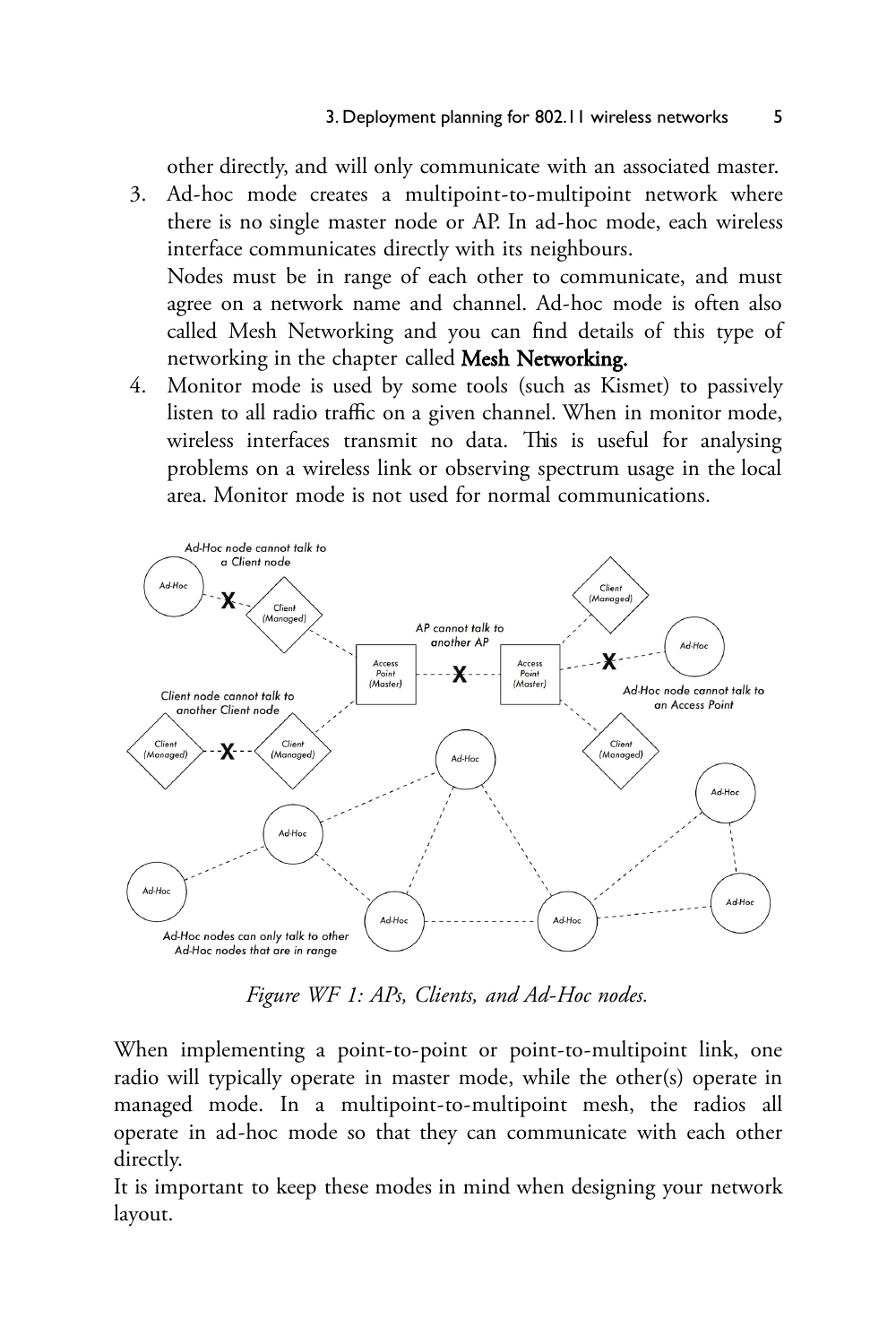other directly, and will only communicate with an associated master.

3. Ad-hoc mode creates a multipoint-to-multipoint network where there is no single master node or AP. In ad-hoc mode, each wireless interface communicates directly with its neighbours.
   Nodes must be in range of each other to communicate, and must agree on a network name and channel. Ad-hoc mode is often also called Mesh Networking and you can find details of this type of networking in the chapter called **Mesh Networking.**
4. Monitor mode is used by some tools (such as Kismet) to passively listen to all radio traffic on a given channel. When in monitor mode, wireless interfaces transmit no data. This is useful for analysing problems on a wireless link or observing spectrum usage in the local area. Monitor mode is not used for normal communications.

*Figure WF 1: APs, Clients, and Ad-Hoc nodes.*

When implementing a point-to-point or point-to-multipoint link, one radio will typically operate in master mode, while the other(s) operate in managed mode. In a multipoint-to-multipoint mesh, the radios all operate in ad-hoc mode so that they can communicate with each other directly.

It is important to keep these modes in mind when designing your network layout.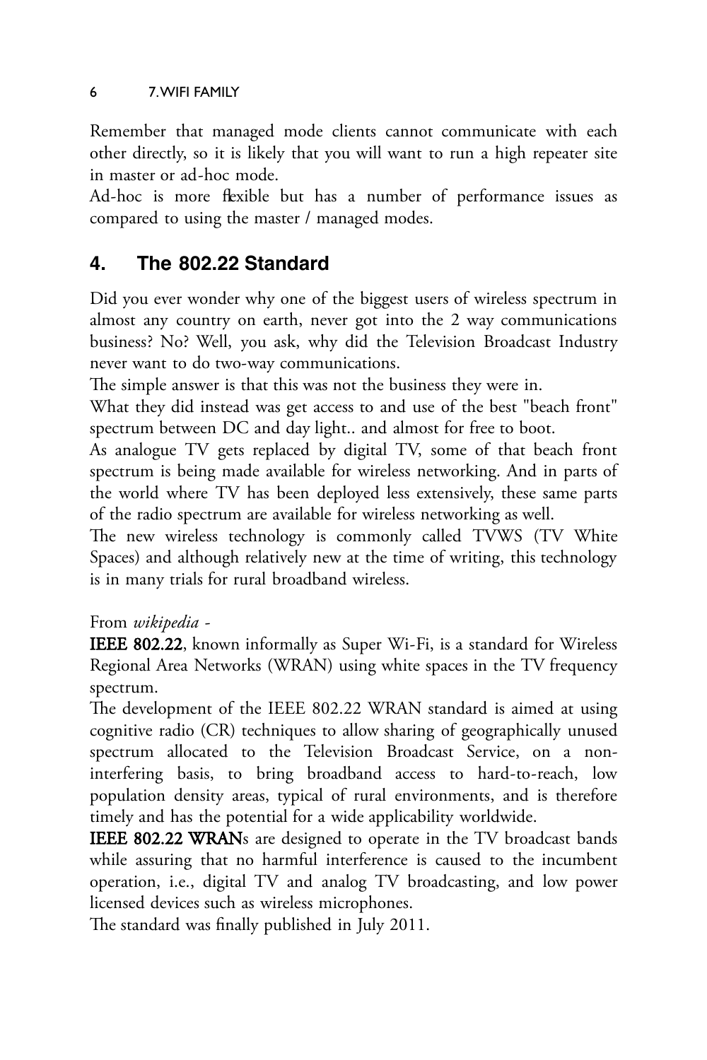Remember that managed mode clients cannot communicate with each other directly, so it is likely that you will want to run a high repeater site in master or ad-hoc mode.
Ad-hoc is more flexible but has a number of performance issues as compared to using the master / managed modes.

## 4. The 802.22 Standard

Did you ever wonder why one of the biggest users of wireless spectrum in almost any country on earth, never got into the 2 way communications business? No? Well, you ask, why did the Television Broadcast Industry never want to do two-way communications.
The simple answer is that this was not the business they were in.
What they did instead was get access to and use of the best "beach front" spectrum between DC and day light.. and almost for free to boot.
As analogue TV gets replaced by digital TV, some of that beach front spectrum is being made available for wireless networking. And in parts of the world where TV has been deployed less extensively, these same parts of the radio spectrum are available for wireless networking as well.
The new wireless technology is commonly called TVWS (TV White Spaces) and although relatively new at the time of writing, this technology is in many trials for rural broadband wireless.

From *wikipedia* -
**IEEE 802.22**, known informally as Super Wi-Fi, is a standard for Wireless Regional Area Networks (WRAN) using white spaces in the TV frequency spectrum.
The development of the IEEE 802.22 WRAN standard is aimed at using cognitive radio (CR) techniques to allow sharing of geographically unused spectrum allocated to the Television Broadcast Service, on a non-interfering basis, to bring broadband access to hard-to-reach, low population density areas, typical of rural environments, and is therefore timely and has the potential for a wide applicability worldwide.
**IEEE 802.22 WRAN**s are designed to operate in the TV broadcast bands while assuring that no harmful interference is caused to the incumbent operation, i.e., digital TV and analog TV broadcasting, and low power licensed devices such as wireless microphones.
The standard was finally published in July 2011.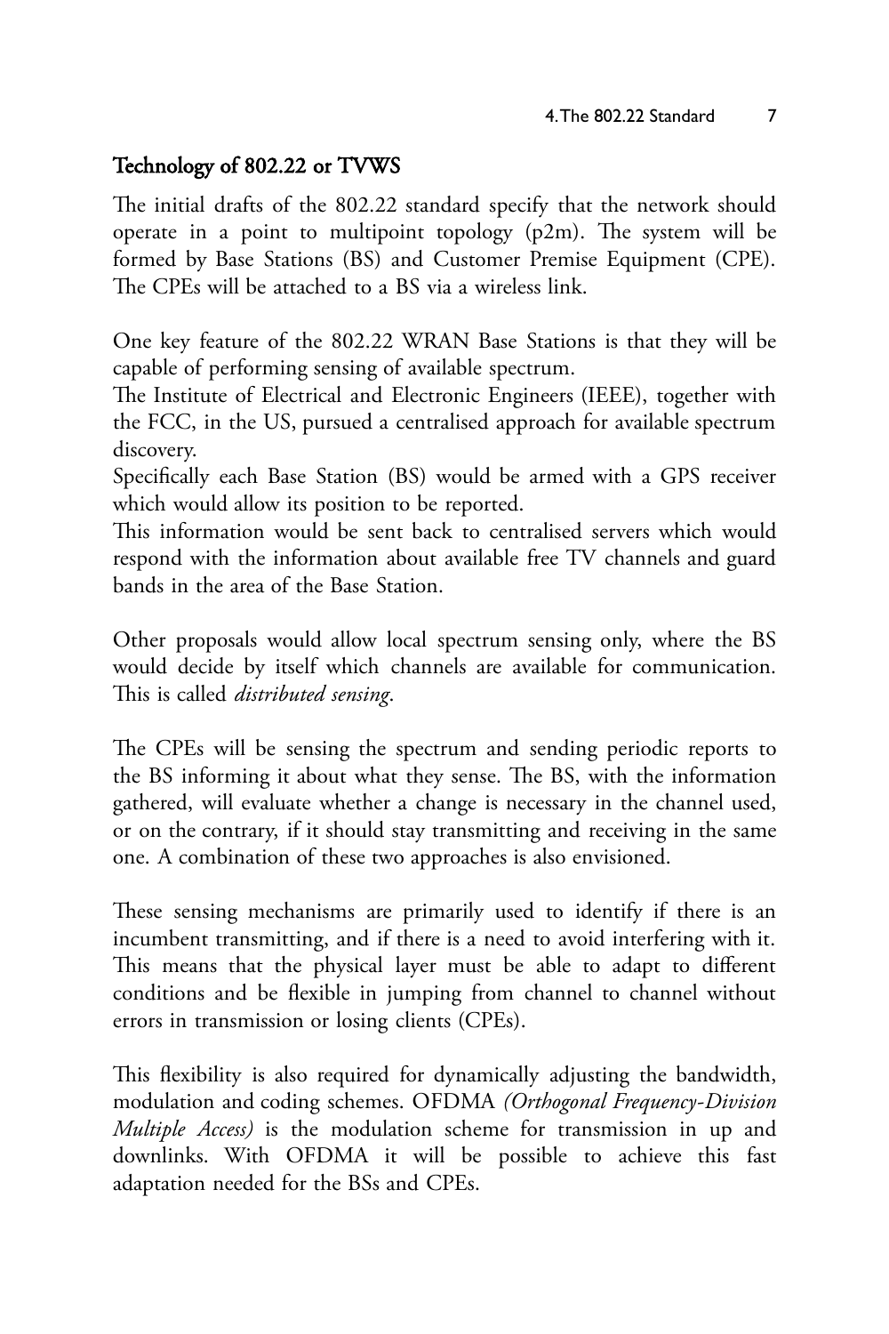## Technology of 802.22 or TVWS

The initial drafts of the 802.22 standard specify that the network should operate in a point to multipoint topology (p2m). The system will be formed by Base Stations (BS) and Customer Premise Equipment (CPE). The CPEs will be attached to a BS via a wireless link.

One key feature of the 802.22 WRAN Base Stations is that they will be capable of performing sensing of available spectrum.
The Institute of Electrical and Electronic Engineers (IEEE), together with the FCC, in the US, pursued a centralised approach for available spectrum discovery.
Specifically each Base Station (BS) would be armed with a GPS receiver which would allow its position to be reported.
This information would be sent back to centralised servers which would respond with the information about available free TV channels and guard bands in the area of the Base Station.

Other proposals would allow local spectrum sensing only, where the BS would decide by itself which channels are available for communication. This is called *distributed sensing*.

The CPEs will be sensing the spectrum and sending periodic reports to the BS informing it about what they sense. The BS, with the information gathered, will evaluate whether a change is necessary in the channel used, or on the contrary, if it should stay transmitting and receiving in the same one. A combination of these two approaches is also envisioned.

These sensing mechanisms are primarily used to identify if there is an incumbent transmitting, and if there is a need to avoid interfering with it. This means that the physical layer must be able to adapt to different conditions and be flexible in jumping from channel to channel without errors in transmission or losing clients (CPEs).

This flexibility is also required for dynamically adjusting the bandwidth, modulation and coding schemes. OFDMA *(Orthogonal Frequency-Division Multiple Access)* is the modulation scheme for transmission in up and downlinks. With OFDMA it will be possible to achieve this fast adaptation needed for the BSs and CPEs.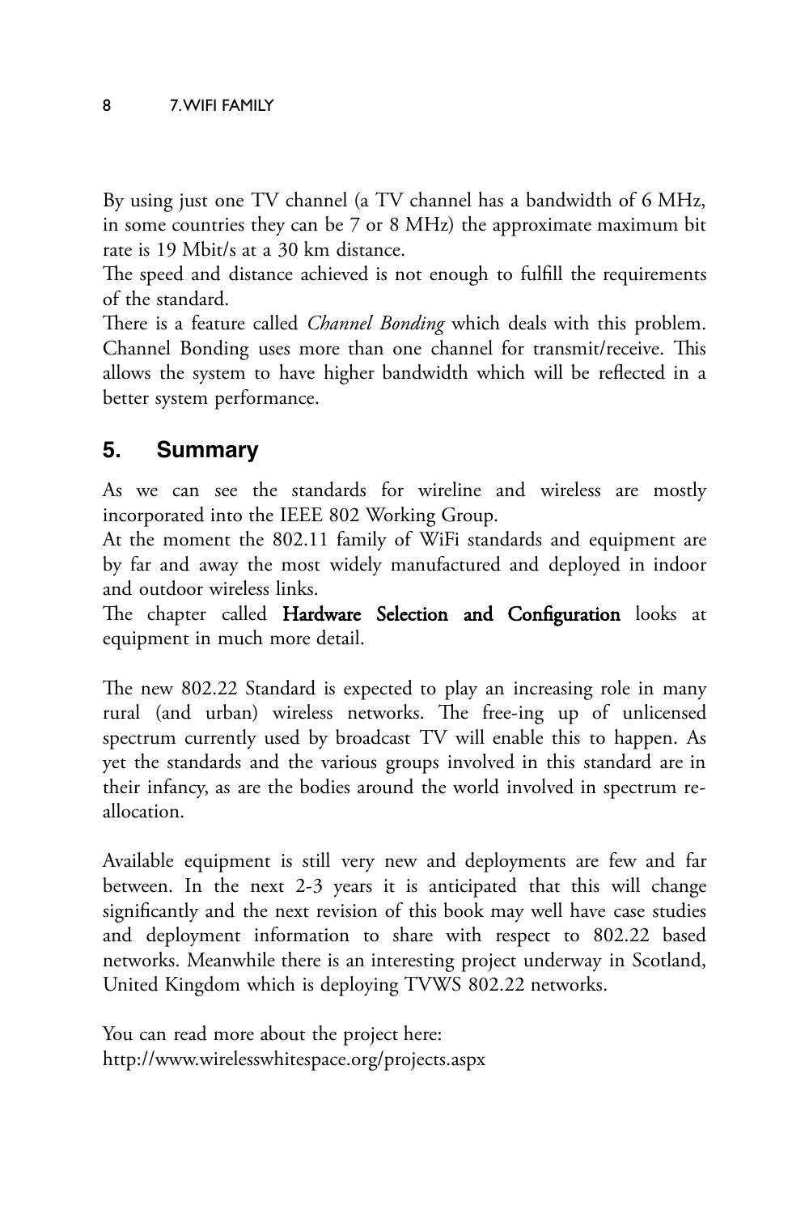By using just one TV channel (a TV channel has a bandwidth of 6 MHz, in some countries they can be 7 or 8 MHz) the approximate maximum bit rate is 19 Mbit/s at a 30 km distance.

The speed and distance achieved is not enough to fulfill the requirements of the standard.

There is a feature called *Channel Bonding* which deals with this problem. Channel Bonding uses more than one channel for transmit/receive. This allows the system to have higher bandwidth which will be reflected in a better system performance.

## 5. Summary

As we can see the standards for wireline and wireless are mostly incorporated into the IEEE 802 Working Group.

At the moment the 802.11 family of WiFi standards and equipment are by far and away the most widely manufactured and deployed in indoor and outdoor wireless links.

The chapter called **Hardware Selection and Configuration** looks at equipment in much more detail.

The new 802.22 Standard is expected to play an increasing role in many rural (and urban) wireless networks. The free-ing up of unlicensed spectrum currently used by broadcast TV will enable this to happen. As yet the standards and the various groups involved in this standard are in their infancy, as are the bodies around the world involved in spectrum re-allocation.

Available equipment is still very new and deployments are few and far between. In the next 2-3 years it is anticipated that this will change significantly and the next revision of this book may well have case studies and deployment information to share with respect to 802.22 based networks. Meanwhile there is an interesting project underway in Scotland, United Kingdom which is deploying TVWS 802.22 networks.

You can read more about the project here:
http://www.wirelesswhitespace.org/projects.aspx